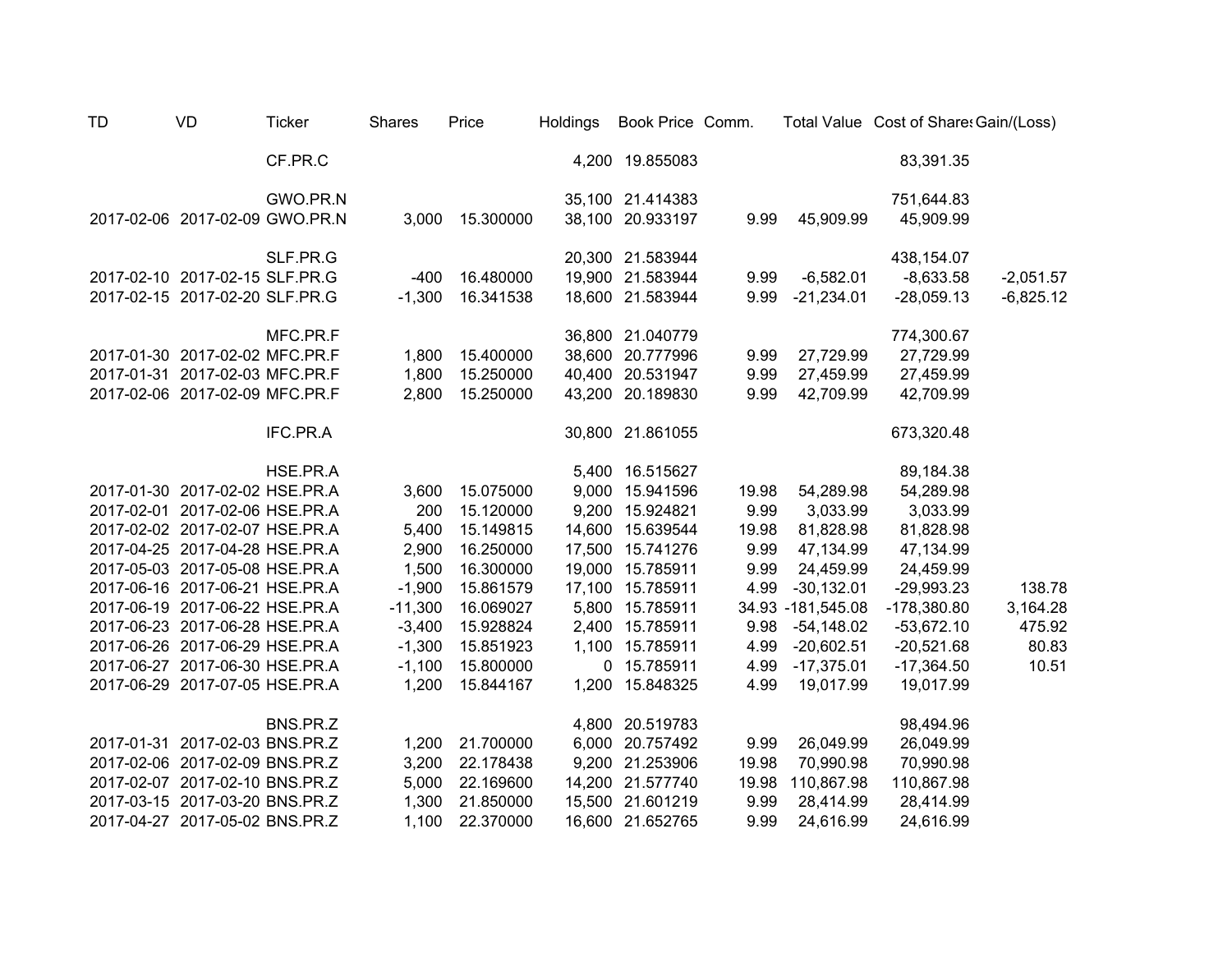| TD | VD | Ticker | Shares | Price | Holdings | Book Price | Comm. | Total Value | Cost of Shares | Gain/(Loss) |
|---|---|---|---|---|---|---|---|---|---|---|
| | | CF.PR.C | | | 4,200 | 19.855083 | | | 83,391.35 | |
| | | | | | | | | | | |
| | | GWO.PR.N | | | 35,100 | 21.414383 | | | 751,644.83 | |
| 2017-02-06 | 2017-02-09 | GWO.PR.N | 3,000 | 15.300000 | 38,100 | 20.933197 | 9.99 | 45,909.99 | 45,909.99 | |
| | | | | | | | | | | |
| | | SLF.PR.G | | | 20,300 | 21.583944 | | | 438,154.07 | |
| 2017-02-10 | 2017-02-15 | SLF.PR.G | -400 | 16.480000 | 19,900 | 21.583944 | 9.99 | -6,582.01 | -8,633.58 | -2,051.57 |
| 2017-02-15 | 2017-02-20 | SLF.PR.G | -1,300 | 16.341538 | 18,600 | 21.583944 | 9.99 | -21,234.01 | -28,059.13 | -6,825.12 |
| | | | | | | | | | | |
| | | MFC.PR.F | | | 36,800 | 21.040779 | | | 774,300.67 | |
| 2017-01-30 | 2017-02-02 | MFC.PR.F | 1,800 | 15.400000 | 38,600 | 20.777996 | 9.99 | 27,729.99 | 27,729.99 | |
| 2017-01-31 | 2017-02-03 | MFC.PR.F | 1,800 | 15.250000 | 40,400 | 20.531947 | 9.99 | 27,459.99 | 27,459.99 | |
| 2017-02-06 | 2017-02-09 | MFC.PR.F | 2,800 | 15.250000 | 43,200 | 20.189830 | 9.99 | 42,709.99 | 42,709.99 | |
| | | | | | | | | | | |
| | | IFC.PR.A | | | 30,800 | 21.861055 | | | 673,320.48 | |
| | | | | | | | | | | |
| | | HSE.PR.A | | | 5,400 | 16.515627 | | | 89,184.38 | |
| 2017-01-30 | 2017-02-02 | HSE.PR.A | 3,600 | 15.075000 | 9,000 | 15.941596 | 19.98 | 54,289.98 | 54,289.98 | |
| 2017-02-01 | 2017-02-06 | HSE.PR.A | 200 | 15.120000 | 9,200 | 15.924821 | 9.99 | 3,033.99 | 3,033.99 | |
| 2017-02-02 | 2017-02-07 | HSE.PR.A | 5,400 | 15.149815 | 14,600 | 15.639544 | 19.98 | 81,828.98 | 81,828.98 | |
| 2017-04-25 | 2017-04-28 | HSE.PR.A | 2,900 | 16.250000 | 17,500 | 15.741276 | 9.99 | 47,134.99 | 47,134.99 | |
| 2017-05-03 | 2017-05-08 | HSE.PR.A | 1,500 | 16.300000 | 19,000 | 15.785911 | 9.99 | 24,459.99 | 24,459.99 | |
| 2017-06-16 | 2017-06-21 | HSE.PR.A | -1,900 | 15.861579 | 17,100 | 15.785911 | 4.99 | -30,132.01 | -29,993.23 | 138.78 |
| 2017-06-19 | 2017-06-22 | HSE.PR.A | -11,300 | 16.069027 | 5,800 | 15.785911 | 34.93 | -181,545.08 | -178,380.80 | 3,164.28 |
| 2017-06-23 | 2017-06-28 | HSE.PR.A | -3,400 | 15.928824 | 2,400 | 15.785911 | 9.98 | -54,148.02 | -53,672.10 | 475.92 |
| 2017-06-26 | 2017-06-29 | HSE.PR.A | -1,300 | 15.851923 | 1,100 | 15.785911 | 4.99 | -20,602.51 | -20,521.68 | 80.83 |
| 2017-06-27 | 2017-06-30 | HSE.PR.A | -1,100 | 15.800000 | 0 | 15.785911 | 4.99 | -17,375.01 | -17,364.50 | 10.51 |
| 2017-06-29 | 2017-07-05 | HSE.PR.A | 1,200 | 15.844167 | 1,200 | 15.848325 | 4.99 | 19,017.99 | 19,017.99 | |
| | | | | | | | | | | |
| | | BNS.PR.Z | | | 4,800 | 20.519783 | | | 98,494.96 | |
| 2017-01-31 | 2017-02-03 | BNS.PR.Z | 1,200 | 21.700000 | 6,000 | 20.757492 | 9.99 | 26,049.99 | 26,049.99 | |
| 2017-02-06 | 2017-02-09 | BNS.PR.Z | 3,200 | 22.178438 | 9,200 | 21.253906 | 19.98 | 70,990.98 | 70,990.98 | |
| 2017-02-07 | 2017-02-10 | BNS.PR.Z | 5,000 | 22.169600 | 14,200 | 21.577740 | 19.98 | 110,867.98 | 110,867.98 | |
| 2017-03-15 | 2017-03-20 | BNS.PR.Z | 1,300 | 21.850000 | 15,500 | 21.601219 | 9.99 | 28,414.99 | 28,414.99 | |
| 2017-04-27 | 2017-05-02 | BNS.PR.Z | 1,100 | 22.370000 | 16,600 | 21.652765 | 9.99 | 24,616.99 | 24,616.99 | |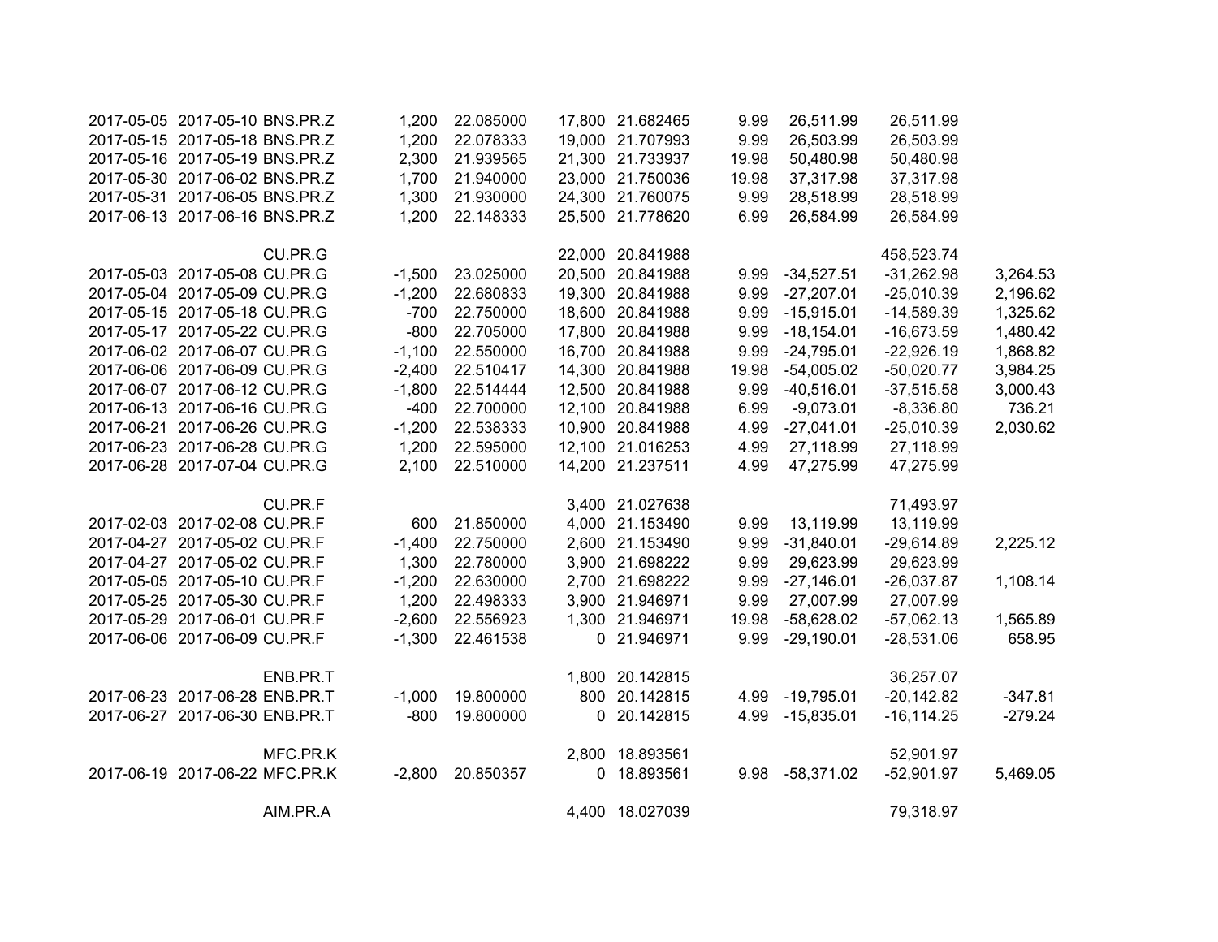| | | | | | | | | | | |
|---|---|---|---|---|---|---|---|---|---|---|
| 2017-05-05 | 2017-05-10 | BNS.PR.Z | 1,200 | 22.085000 | 17,800 | 21.682465 | 9.99 | 26,511.99 | 26,511.99 | |
| 2017-05-15 | 2017-05-18 | BNS.PR.Z | 1,200 | 22.078333 | 19,000 | 21.707993 | 9.99 | 26,503.99 | 26,503.99 | |
| 2017-05-16 | 2017-05-19 | BNS.PR.Z | 2,300 | 21.939565 | 21,300 | 21.733937 | 19.98 | 50,480.98 | 50,480.98 | |
| 2017-05-30 | 2017-06-02 | BNS.PR.Z | 1,700 | 21.940000 | 23,000 | 21.750036 | 19.98 | 37,317.98 | 37,317.98 | |
| 2017-05-31 | 2017-06-05 | BNS.PR.Z | 1,300 | 21.930000 | 24,300 | 21.760075 | 9.99 | 28,518.99 | 28,518.99 | |
| 2017-06-13 | 2017-06-16 | BNS.PR.Z | 1,200 | 22.148333 | 25,500 | 21.778620 | 6.99 | 26,584.99 | 26,584.99 | |
| | | | | | | | | | | |
| | | CU.PR.G | | | 22,000 | 20.841988 | | | 458,523.74 | |
| 2017-05-03 | 2017-05-08 | CU.PR.G | -1,500 | 23.025000 | 20,500 | 20.841988 | 9.99 | -34,527.51 | -31,262.98 | 3,264.53 |
| 2017-05-04 | 2017-05-09 | CU.PR.G | -1,200 | 22.680833 | 19,300 | 20.841988 | 9.99 | -27,207.01 | -25,010.39 | 2,196.62 |
| 2017-05-15 | 2017-05-18 | CU.PR.G | -700 | 22.750000 | 18,600 | 20.841988 | 9.99 | -15,915.01 | -14,589.39 | 1,325.62 |
| 2017-05-17 | 2017-05-22 | CU.PR.G | -800 | 22.705000 | 17,800 | 20.841988 | 9.99 | -18,154.01 | -16,673.59 | 1,480.42 |
| 2017-06-02 | 2017-06-07 | CU.PR.G | -1,100 | 22.550000 | 16,700 | 20.841988 | 9.99 | -24,795.01 | -22,926.19 | 1,868.82 |
| 2017-06-06 | 2017-06-09 | CU.PR.G | -2,400 | 22.510417 | 14,300 | 20.841988 | 19.98 | -54,005.02 | -50,020.77 | 3,984.25 |
| 2017-06-07 | 2017-06-12 | CU.PR.G | -1,800 | 22.514444 | 12,500 | 20.841988 | 9.99 | -40,516.01 | -37,515.58 | 3,000.43 |
| 2017-06-13 | 2017-06-16 | CU.PR.G | -400 | 22.700000 | 12,100 | 20.841988 | 6.99 | -9,073.01 | -8,336.80 | 736.21 |
| 2017-06-21 | 2017-06-26 | CU.PR.G | -1,200 | 22.538333 | 10,900 | 20.841988 | 4.99 | -27,041.01 | -25,010.39 | 2,030.62 |
| 2017-06-23 | 2017-06-28 | CU.PR.G | 1,200 | 22.595000 | 12,100 | 21.016253 | 4.99 | 27,118.99 | 27,118.99 | |
| 2017-06-28 | 2017-07-04 | CU.PR.G | 2,100 | 22.510000 | 14,200 | 21.237511 | 4.99 | 47,275.99 | 47,275.99 | |
| | | | | | | | | | | |
| | | CU.PR.F | | | 3,400 | 21.027638 | | | 71,493.97 | |
| 2017-02-03 | 2017-02-08 | CU.PR.F | 600 | 21.850000 | 4,000 | 21.153490 | 9.99 | 13,119.99 | 13,119.99 | |
| 2017-04-27 | 2017-05-02 | CU.PR.F | -1,400 | 22.750000 | 2,600 | 21.153490 | 9.99 | -31,840.01 | -29,614.89 | 2,225.12 |
| 2017-04-27 | 2017-05-02 | CU.PR.F | 1,300 | 22.780000 | 3,900 | 21.698222 | 9.99 | 29,623.99 | 29,623.99 | |
| 2017-05-05 | 2017-05-10 | CU.PR.F | -1,200 | 22.630000 | 2,700 | 21.698222 | 9.99 | -27,146.01 | -26,037.87 | 1,108.14 |
| 2017-05-25 | 2017-05-30 | CU.PR.F | 1,200 | 22.498333 | 3,900 | 21.946971 | 9.99 | 27,007.99 | 27,007.99 | |
| 2017-05-29 | 2017-06-01 | CU.PR.F | -2,600 | 22.556923 | 1,300 | 21.946971 | 19.98 | -58,628.02 | -57,062.13 | 1,565.89 |
| 2017-06-06 | 2017-06-09 | CU.PR.F | -1,300 | 22.461538 | 0 | 21.946971 | 9.99 | -29,190.01 | -28,531.06 | 658.95 |
| | | | | | | | | | | |
| | | ENB.PR.T | | | 1,800 | 20.142815 | | | 36,257.07 | |
| 2017-06-23 | 2017-06-28 | ENB.PR.T | -1,000 | 19.800000 | 800 | 20.142815 | 4.99 | -19,795.01 | -20,142.82 | -347.81 |
| 2017-06-27 | 2017-06-30 | ENB.PR.T | -800 | 19.800000 | 0 | 20.142815 | 4.99 | -15,835.01 | -16,114.25 | -279.24 |
| | | | | | | | | | | |
| | | MFC.PR.K | | | 2,800 | 18.893561 | | | 52,901.97 | |
| 2017-06-19 | 2017-06-22 | MFC.PR.K | -2,800 | 20.850357 | 0 | 18.893561 | 9.98 | -58,371.02 | -52,901.97 | 5,469.05 |
| | | | | | | | | | | |
| | | AIM.PR.A | | | 4,400 | 18.027039 | | | 79,318.97 | |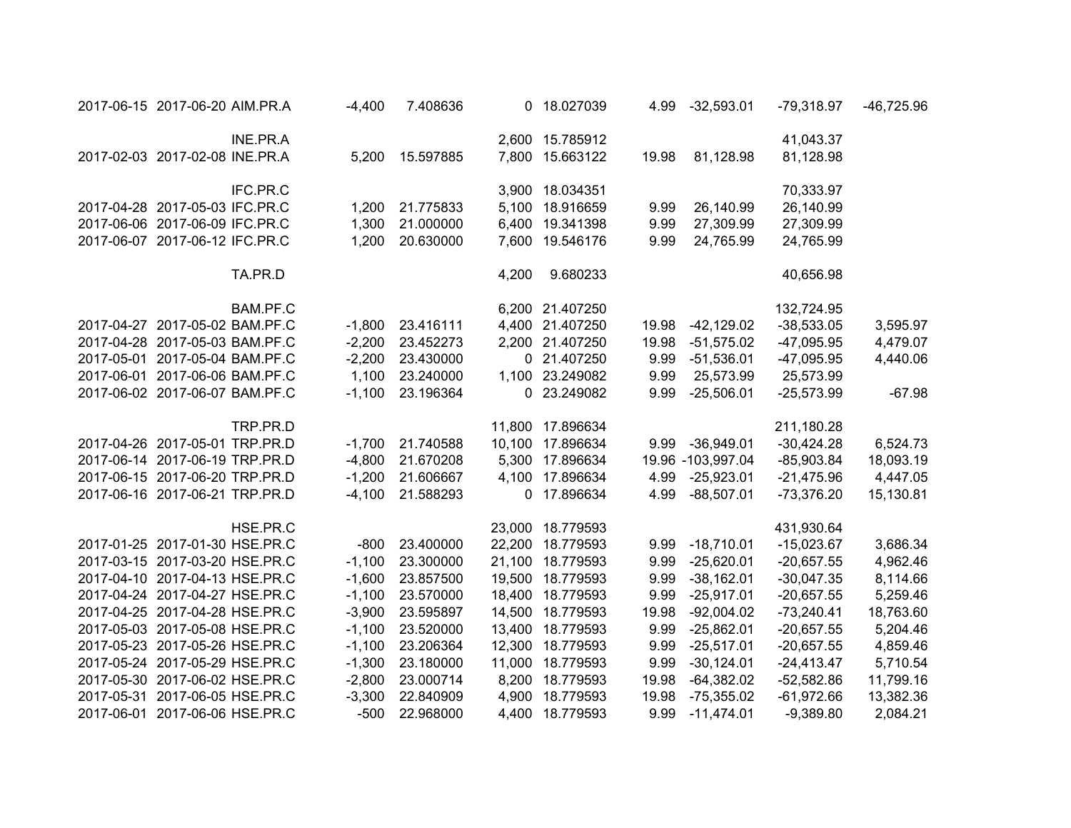| | | | | | | | | | | |
|---|---|---|---|---|---|---|---|---|---|---|
| 2017-06-15 | 2017-06-20 | AIM.PR.A | -4,400 | 7.408636 | 0 | 18.027039 | 4.99 | -32,593.01 | -79,318.97 | -46,725.96 |
| | | | | | | | | | | |
| | | INE.PR.A | | | 2,600 | 15.785912 | | | 41,043.37 | |
| 2017-02-03 | 2017-02-08 | INE.PR.A | 5,200 | 15.597885 | 7,800 | 15.663122 | 19.98 | 81,128.98 | 81,128.98 | |
| | | | | | | | | | | |
| | | IFC.PR.C | | | 3,900 | 18.034351 | | | 70,333.97 | |
| 2017-04-28 | 2017-05-03 | IFC.PR.C | 1,200 | 21.775833 | 5,100 | 18.916659 | 9.99 | 26,140.99 | 26,140.99 | |
| 2017-06-06 | 2017-06-09 | IFC.PR.C | 1,300 | 21.000000 | 6,400 | 19.341398 | 9.99 | 27,309.99 | 27,309.99 | |
| 2017-06-07 | 2017-06-12 | IFC.PR.C | 1,200 | 20.630000 | 7,600 | 19.546176 | 9.99 | 24,765.99 | 24,765.99 | |
| | | | | | | | | | | |
| | | TA.PR.D | | | 4,200 | 9.680233 | | | 40,656.98 | |
| | | | | | | | | | | |
| | | BAM.PF.C | | | 6,200 | 21.407250 | | | 132,724.95 | |
| 2017-04-27 | 2017-05-02 | BAM.PF.C | -1,800 | 23.416111 | 4,400 | 21.407250 | 19.98 | -42,129.02 | -38,533.05 | 3,595.97 |
| 2017-04-28 | 2017-05-03 | BAM.PF.C | -2,200 | 23.452273 | 2,200 | 21.407250 | 19.98 | -51,575.02 | -47,095.95 | 4,479.07 |
| 2017-05-01 | 2017-05-04 | BAM.PF.C | -2,200 | 23.430000 | 0 | 21.407250 | 9.99 | -51,536.01 | -47,095.95 | 4,440.06 |
| 2017-06-01 | 2017-06-06 | BAM.PF.C | 1,100 | 23.240000 | 1,100 | 23.249082 | 9.99 | 25,573.99 | 25,573.99 | |
| 2017-06-02 | 2017-06-07 | BAM.PF.C | -1,100 | 23.196364 | 0 | 23.249082 | 9.99 | -25,506.01 | -25,573.99 | -67.98 |
| | | | | | | | | | | |
| | | TRP.PR.D | | | 11,800 | 17.896634 | | | 211,180.28 | |
| 2017-04-26 | 2017-05-01 | TRP.PR.D | -1,700 | 21.740588 | 10,100 | 17.896634 | 9.99 | -36,949.01 | -30,424.28 | 6,524.73 |
| 2017-06-14 | 2017-06-19 | TRP.PR.D | -4,800 | 21.670208 | 5,300 | 17.896634 | 19.96 | -103,997.04 | -85,903.84 | 18,093.19 |
| 2017-06-15 | 2017-06-20 | TRP.PR.D | -1,200 | 21.606667 | 4,100 | 17.896634 | 4.99 | -25,923.01 | -21,475.96 | 4,447.05 |
| 2017-06-16 | 2017-06-21 | TRP.PR.D | -4,100 | 21.588293 | 0 | 17.896634 | 4.99 | -88,507.01 | -73,376.20 | 15,130.81 |
| | | | | | | | | | | |
| | | HSE.PR.C | | | 23,000 | 18.779593 | | | 431,930.64 | |
| 2017-01-25 | 2017-01-30 | HSE.PR.C | -800 | 23.400000 | 22,200 | 18.779593 | 9.99 | -18,710.01 | -15,023.67 | 3,686.34 |
| 2017-03-15 | 2017-03-20 | HSE.PR.C | -1,100 | 23.300000 | 21,100 | 18.779593 | 9.99 | -25,620.01 | -20,657.55 | 4,962.46 |
| 2017-04-10 | 2017-04-13 | HSE.PR.C | -1,600 | 23.857500 | 19,500 | 18.779593 | 9.99 | -38,162.01 | -30,047.35 | 8,114.66 |
| 2017-04-24 | 2017-04-27 | HSE.PR.C | -1,100 | 23.570000 | 18,400 | 18.779593 | 9.99 | -25,917.01 | -20,657.55 | 5,259.46 |
| 2017-04-25 | 2017-04-28 | HSE.PR.C | -3,900 | 23.595897 | 14,500 | 18.779593 | 19.98 | -92,004.02 | -73,240.41 | 18,763.60 |
| 2017-05-03 | 2017-05-08 | HSE.PR.C | -1,100 | 23.520000 | 13,400 | 18.779593 | 9.99 | -25,862.01 | -20,657.55 | 5,204.46 |
| 2017-05-23 | 2017-05-26 | HSE.PR.C | -1,100 | 23.206364 | 12,300 | 18.779593 | 9.99 | -25,517.01 | -20,657.55 | 4,859.46 |
| 2017-05-24 | 2017-05-29 | HSE.PR.C | -1,300 | 23.180000 | 11,000 | 18.779593 | 9.99 | -30,124.01 | -24,413.47 | 5,710.54 |
| 2017-05-30 | 2017-06-02 | HSE.PR.C | -2,800 | 23.000714 | 8,200 | 18.779593 | 19.98 | -64,382.02 | -52,582.86 | 11,799.16 |
| 2017-05-31 | 2017-06-05 | HSE.PR.C | -3,300 | 22.840909 | 4,900 | 18.779593 | 19.98 | -75,355.02 | -61,972.66 | 13,382.36 |
| 2017-06-01 | 2017-06-06 | HSE.PR.C | -500 | 22.968000 | 4,400 | 18.779593 | 9.99 | -11,474.01 | -9,389.80 | 2,084.21 |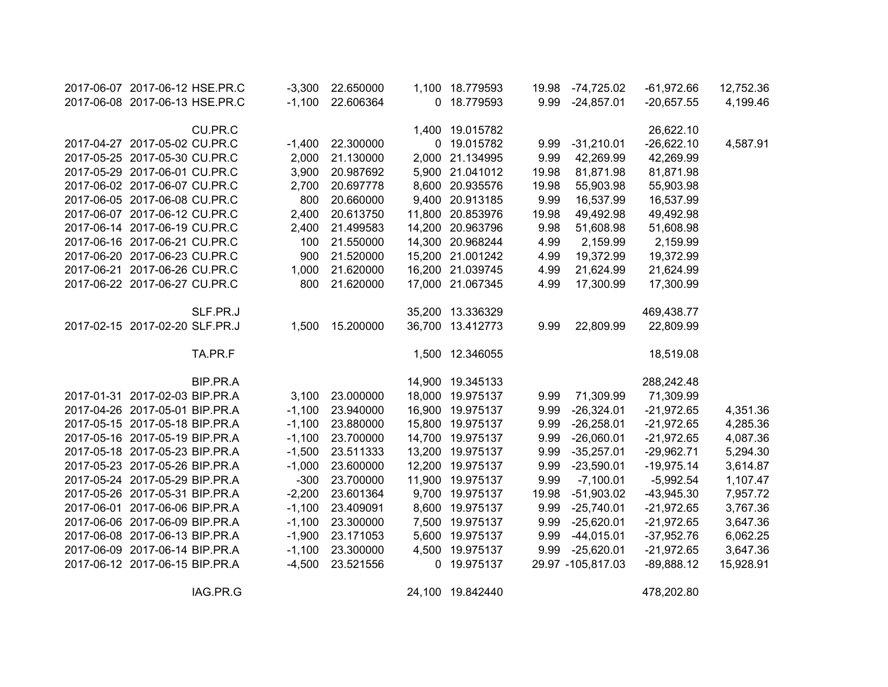| | | | | | | | | | | |
|---|---|---|---|---|---|---|---|---|---|---|
| 2017-06-07 | 2017-06-12 | HSE.PR.C | -3,300 | 22.650000 | 1,100 | 18.779593 | 19.98 | -74,725.02 | -61,972.66 | 12,752.36 |
| 2017-06-08 | 2017-06-13 | HSE.PR.C | -1,100 | 22.606364 | 0 | 18.779593 | 9.99 | -24,857.01 | -20,657.55 | 4,199.46 |
| | | | | | | | | | | |
| | | CU.PR.C | | | 1,400 | 19.015782 | | | 26,622.10 | |
| 2017-04-27 | 2017-05-02 | CU.PR.C | -1,400 | 22.300000 | 0 | 19.015782 | 9.99 | -31,210.01 | -26,622.10 | 4,587.91 |
| 2017-05-25 | 2017-05-30 | CU.PR.C | 2,000 | 21.130000 | 2,000 | 21.134995 | 9.99 | 42,269.99 | 42,269.99 | |
| 2017-05-29 | 2017-06-01 | CU.PR.C | 3,900 | 20.987692 | 5,900 | 21.041012 | 19.98 | 81,871.98 | 81,871.98 | |
| 2017-06-02 | 2017-06-07 | CU.PR.C | 2,700 | 20.697778 | 8,600 | 20.935576 | 19.98 | 55,903.98 | 55,903.98 | |
| 2017-06-05 | 2017-06-08 | CU.PR.C | 800 | 20.660000 | 9,400 | 20.913185 | 9.99 | 16,537.99 | 16,537.99 | |
| 2017-06-07 | 2017-06-12 | CU.PR.C | 2,400 | 20.613750 | 11,800 | 20.853976 | 19.98 | 49,492.98 | 49,492.98 | |
| 2017-06-14 | 2017-06-19 | CU.PR.C | 2,400 | 21.499583 | 14,200 | 20.963796 | 9.98 | 51,608.98 | 51,608.98 | |
| 2017-06-16 | 2017-06-21 | CU.PR.C | 100 | 21.550000 | 14,300 | 20.968244 | 4.99 | 2,159.99 | 2,159.99 | |
| 2017-06-20 | 2017-06-23 | CU.PR.C | 900 | 21.520000 | 15,200 | 21.001242 | 4.99 | 19,372.99 | 19,372.99 | |
| 2017-06-21 | 2017-06-26 | CU.PR.C | 1,000 | 21.620000 | 16,200 | 21.039745 | 4.99 | 21,624.99 | 21,624.99 | |
| 2017-06-22 | 2017-06-27 | CU.PR.C | 800 | 21.620000 | 17,000 | 21.067345 | 4.99 | 17,300.99 | 17,300.99 | |
| | | | | | | | | | | |
| | | SLF.PR.J | | | 35,200 | 13.336329 | | | 469,438.77 | |
| 2017-02-15 | 2017-02-20 | SLF.PR.J | 1,500 | 15.200000 | 36,700 | 13.412773 | 9.99 | 22,809.99 | 22,809.99 | |
| | | | | | | | | | | |
| | | TA.PR.F | | | 1,500 | 12.346055 | | | 18,519.08 | |
| | | | | | | | | | | |
| | | BIP.PR.A | | | 14,900 | 19.345133 | | | 288,242.48 | |
| 2017-01-31 | 2017-02-03 | BIP.PR.A | 3,100 | 23.000000 | 18,000 | 19.975137 | 9.99 | 71,309.99 | 71,309.99 | |
| 2017-04-26 | 2017-05-01 | BIP.PR.A | -1,100 | 23.940000 | 16,900 | 19.975137 | 9.99 | -26,324.01 | -21,972.65 | 4,351.36 |
| 2017-05-15 | 2017-05-18 | BIP.PR.A | -1,100 | 23.880000 | 15,800 | 19.975137 | 9.99 | -26,258.01 | -21,972.65 | 4,285.36 |
| 2017-05-16 | 2017-05-19 | BIP.PR.A | -1,100 | 23.700000 | 14,700 | 19.975137 | 9.99 | -26,060.01 | -21,972.65 | 4,087.36 |
| 2017-05-18 | 2017-05-23 | BIP.PR.A | -1,500 | 23.511333 | 13,200 | 19.975137 | 9.99 | -35,257.01 | -29,962.71 | 5,294.30 |
| 2017-05-23 | 2017-05-26 | BIP.PR.A | -1,000 | 23.600000 | 12,200 | 19.975137 | 9.99 | -23,590.01 | -19,975.14 | 3,614.87 |
| 2017-05-24 | 2017-05-29 | BIP.PR.A | -300 | 23.700000 | 11,900 | 19.975137 | 9.99 | -7,100.01 | -5,992.54 | 1,107.47 |
| 2017-05-26 | 2017-05-31 | BIP.PR.A | -2,200 | 23.601364 | 9,700 | 19.975137 | 19.98 | -51,903.02 | -43,945.30 | 7,957.72 |
| 2017-06-01 | 2017-06-06 | BIP.PR.A | -1,100 | 23.409091 | 8,600 | 19.975137 | 9.99 | -25,740.01 | -21,972.65 | 3,767.36 |
| 2017-06-06 | 2017-06-09 | BIP.PR.A | -1,100 | 23.300000 | 7,500 | 19.975137 | 9.99 | -25,620.01 | -21,972.65 | 3,647.36 |
| 2017-06-08 | 2017-06-13 | BIP.PR.A | -1,900 | 23.171053 | 5,600 | 19.975137 | 9.99 | -44,015.01 | -37,952.76 | 6,062.25 |
| 2017-06-09 | 2017-06-14 | BIP.PR.A | -1,100 | 23.300000 | 4,500 | 19.975137 | 9.99 | -25,620.01 | -21,972.65 | 3,647.36 |
| 2017-06-12 | 2017-06-15 | BIP.PR.A | -4,500 | 23.521556 | 0 | 19.975137 | 29.97 | -105,817.03 | -89,888.12 | 15,928.91 |
| | | | | | | | | | | |
| | | IAG.PR.G | | | 24,100 | 19.842440 | | | 478,202.80 | |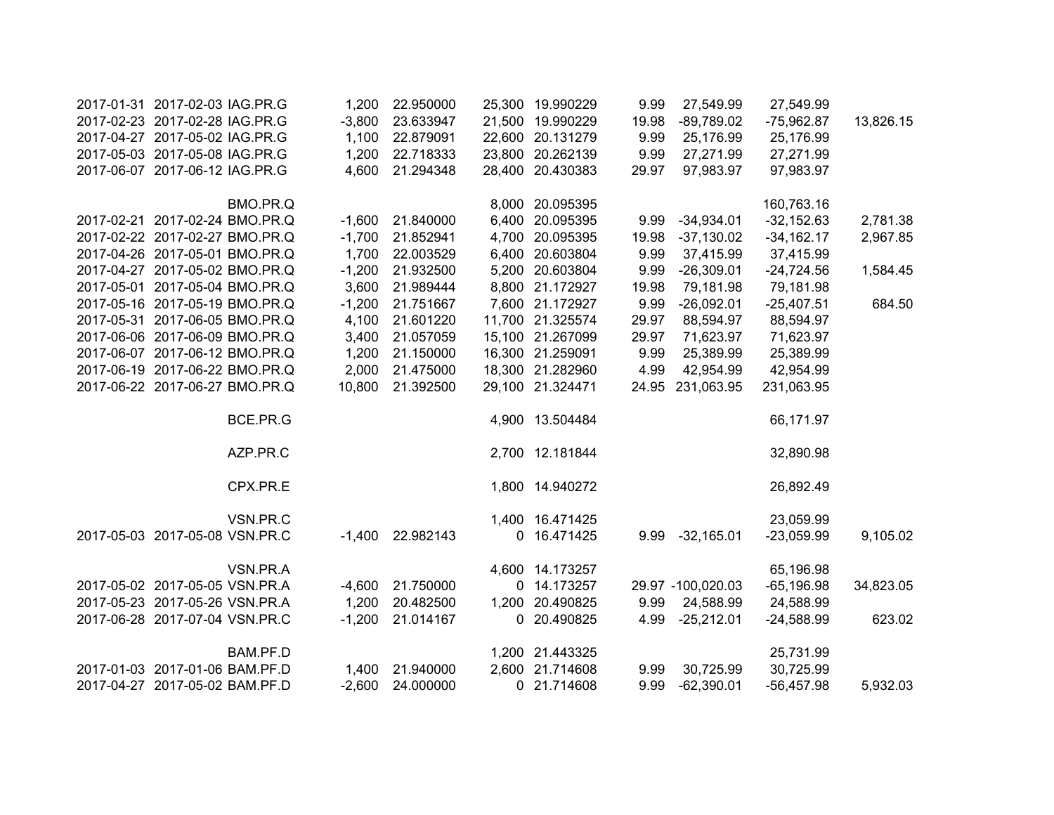| | | | | | | | | | | |
|---|---|---|---|---|---|---|---|---|---|---|
| 2017-01-31 | 2017-02-03 | IAG.PR.G | 1,200 | 22.950000 | 25,300 | 19.990229 | 9.99 | 27,549.99 | 27,549.99 | |
| 2017-02-23 | 2017-02-28 | IAG.PR.G | -3,800 | 23.633947 | 21,500 | 19.990229 | 19.98 | -89,789.02 | -75,962.87 | 13,826.15 |
| 2017-04-27 | 2017-05-02 | IAG.PR.G | 1,100 | 22.879091 | 22,600 | 20.131279 | 9.99 | 25,176.99 | 25,176.99 | |
| 2017-05-03 | 2017-05-08 | IAG.PR.G | 1,200 | 22.718333 | 23,800 | 20.262139 | 9.99 | 27,271.99 | 27,271.99 | |
| 2017-06-07 | 2017-06-12 | IAG.PR.G | 4,600 | 21.294348 | 28,400 | 20.430383 | 29.97 | 97,983.97 | 97,983.97 | |
| | | | | | | | | | | |
| | | BMO.PR.Q | | | 8,000 | 20.095395 | | | 160,763.16 | |
| 2017-02-21 | 2017-02-24 | BMO.PR.Q | -1,600 | 21.840000 | 6,400 | 20.095395 | 9.99 | -34,934.01 | -32,152.63 | 2,781.38 |
| 2017-02-22 | 2017-02-27 | BMO.PR.Q | -1,700 | 21.852941 | 4,700 | 20.095395 | 19.98 | -37,130.02 | -34,162.17 | 2,967.85 |
| 2017-04-26 | 2017-05-01 | BMO.PR.Q | 1,700 | 22.003529 | 6,400 | 20.603804 | 9.99 | 37,415.99 | 37,415.99 | |
| 2017-04-27 | 2017-05-02 | BMO.PR.Q | -1,200 | 21.932500 | 5,200 | 20.603804 | 9.99 | -26,309.01 | -24,724.56 | 1,584.45 |
| 2017-05-01 | 2017-05-04 | BMO.PR.Q | 3,600 | 21.989444 | 8,800 | 21.172927 | 19.98 | 79,181.98 | 79,181.98 | |
| 2017-05-16 | 2017-05-19 | BMO.PR.Q | -1,200 | 21.751667 | 7,600 | 21.172927 | 9.99 | -26,092.01 | -25,407.51 | 684.50 |
| 2017-05-31 | 2017-06-05 | BMO.PR.Q | 4,100 | 21.601220 | 11,700 | 21.325574 | 29.97 | 88,594.97 | 88,594.97 | |
| 2017-06-06 | 2017-06-09 | BMO.PR.Q | 3,400 | 21.057059 | 15,100 | 21.267099 | 29.97 | 71,623.97 | 71,623.97 | |
| 2017-06-07 | 2017-06-12 | BMO.PR.Q | 1,200 | 21.150000 | 16,300 | 21.259091 | 9.99 | 25,389.99 | 25,389.99 | |
| 2017-06-19 | 2017-06-22 | BMO.PR.Q | 2,000 | 21.475000 | 18,300 | 21.282960 | 4.99 | 42,954.99 | 42,954.99 | |
| 2017-06-22 | 2017-06-27 | BMO.PR.Q | 10,800 | 21.392500 | 29,100 | 21.324471 | 24.95 | 231,063.95 | 231,063.95 | |
| | | | | | | | | | | |
| | | BCE.PR.G | | | 4,900 | 13.504484 | | | 66,171.97 | |
| | | | | | | | | | | |
| | | AZP.PR.C | | | 2,700 | 12.181844 | | | 32,890.98 | |
| | | | | | | | | | | |
| | | CPX.PR.E | | | 1,800 | 14.940272 | | | 26,892.49 | |
| | | | | | | | | | | |
| | | VSN.PR.C | | | 1,400 | 16.471425 | | | 23,059.99 | |
| 2017-05-03 | 2017-05-08 | VSN.PR.C | -1,400 | 22.982143 | 0 | 16.471425 | 9.99 | -32,165.01 | -23,059.99 | 9,105.02 |
| | | | | | | | | | | |
| | | VSN.PR.A | | | 4,600 | 14.173257 | | | 65,196.98 | |
| 2017-05-02 | 2017-05-05 | VSN.PR.A | -4,600 | 21.750000 | 0 | 14.173257 | 29.97 | -100,020.03 | -65,196.98 | 34,823.05 |
| 2017-05-23 | 2017-05-26 | VSN.PR.A | 1,200 | 20.482500 | 1,200 | 20.490825 | 9.99 | 24,588.99 | 24,588.99 | |
| 2017-06-28 | 2017-07-04 | VSN.PR.C | -1,200 | 21.014167 | 0 | 20.490825 | 4.99 | -25,212.01 | -24,588.99 | 623.02 |
| | | | | | | | | | | |
| | | BAM.PF.D | | | 1,200 | 21.443325 | | | 25,731.99 | |
| 2017-01-03 | 2017-01-06 | BAM.PF.D | 1,400 | 21.940000 | 2,600 | 21.714608 | 9.99 | 30,725.99 | 30,725.99 | |
| 2017-04-27 | 2017-05-02 | BAM.PF.D | -2,600 | 24.000000 | 0 | 21.714608 | 9.99 | -62,390.01 | -56,457.98 | 5,932.03 |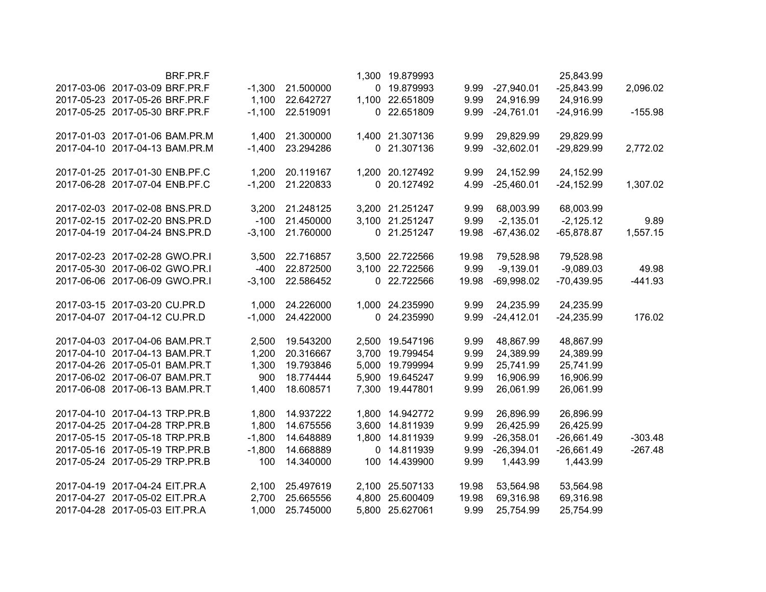| | | | | | | | | | | |
|---|---|---|---|---|---|---|---|---|---|---|
| | | BRF.PR.F | | | 1,300 | 19.879993 | | | 25,843.99 | |
| 2017-03-06 | 2017-03-09 | BRF.PR.F | -1,300 | 21.500000 | 0 | 19.879993 | 9.99 | -27,940.01 | -25,843.99 | 2,096.02 |
| 2017-05-23 | 2017-05-26 | BRF.PR.F | 1,100 | 22.642727 | 1,100 | 22.651809 | 9.99 | 24,916.99 | 24,916.99 | |
| 2017-05-25 | 2017-05-30 | BRF.PR.F | -1,100 | 22.519091 | 0 | 22.651809 | 9.99 | -24,761.01 | -24,916.99 | -155.98 |
| | | | | | | | | | | |
| 2017-01-03 | 2017-01-06 | BAM.PR.M | 1,400 | 21.300000 | 1,400 | 21.307136 | 9.99 | 29,829.99 | 29,829.99 | |
| 2017-04-10 | 2017-04-13 | BAM.PR.M | -1,400 | 23.294286 | 0 | 21.307136 | 9.99 | -32,602.01 | -29,829.99 | 2,772.02 |
| | | | | | | | | | | |
| 2017-01-25 | 2017-01-30 | ENB.PF.C | 1,200 | 20.119167 | 1,200 | 20.127492 | 9.99 | 24,152.99 | 24,152.99 | |
| 2017-06-28 | 2017-07-04 | ENB.PF.C | -1,200 | 21.220833 | 0 | 20.127492 | 4.99 | -25,460.01 | -24,152.99 | 1,307.02 |
| | | | | | | | | | | |
| 2017-02-03 | 2017-02-08 | BNS.PR.D | 3,200 | 21.248125 | 3,200 | 21.251247 | 9.99 | 68,003.99 | 68,003.99 | |
| 2017-02-15 | 2017-02-20 | BNS.PR.D | -100 | 21.450000 | 3,100 | 21.251247 | 9.99 | -2,135.01 | -2,125.12 | 9.89 |
| 2017-04-19 | 2017-04-24 | BNS.PR.D | -3,100 | 21.760000 | 0 | 21.251247 | 19.98 | -67,436.02 | -65,878.87 | 1,557.15 |
| | | | | | | | | | | |
| 2017-02-23 | 2017-02-28 | GWO.PR.I | 3,500 | 22.716857 | 3,500 | 22.722566 | 19.98 | 79,528.98 | 79,528.98 | |
| 2017-05-30 | 2017-06-02 | GWO.PR.I | -400 | 22.872500 | 3,100 | 22.722566 | 9.99 | -9,139.01 | -9,089.03 | 49.98 |
| 2017-06-06 | 2017-06-09 | GWO.PR.I | -3,100 | 22.586452 | 0 | 22.722566 | 19.98 | -69,998.02 | -70,439.95 | -441.93 |
| | | | | | | | | | | |
| 2017-03-15 | 2017-03-20 | CU.PR.D | 1,000 | 24.226000 | 1,000 | 24.235990 | 9.99 | 24,235.99 | 24,235.99 | |
| 2017-04-07 | 2017-04-12 | CU.PR.D | -1,000 | 24.422000 | 0 | 24.235990 | 9.99 | -24,412.01 | -24,235.99 | 176.02 |
| | | | | | | | | | | |
| 2017-04-03 | 2017-04-06 | BAM.PR.T | 2,500 | 19.543200 | 2,500 | 19.547196 | 9.99 | 48,867.99 | 48,867.99 | |
| 2017-04-10 | 2017-04-13 | BAM.PR.T | 1,200 | 20.316667 | 3,700 | 19.799454 | 9.99 | 24,389.99 | 24,389.99 | |
| 2017-04-26 | 2017-05-01 | BAM.PR.T | 1,300 | 19.793846 | 5,000 | 19.799994 | 9.99 | 25,741.99 | 25,741.99 | |
| 2017-06-02 | 2017-06-07 | BAM.PR.T | 900 | 18.774444 | 5,900 | 19.645247 | 9.99 | 16,906.99 | 16,906.99 | |
| 2017-06-08 | 2017-06-13 | BAM.PR.T | 1,400 | 18.608571 | 7,300 | 19.447801 | 9.99 | 26,061.99 | 26,061.99 | |
| | | | | | | | | | | |
| 2017-04-10 | 2017-04-13 | TRP.PR.B | 1,800 | 14.937222 | 1,800 | 14.942772 | 9.99 | 26,896.99 | 26,896.99 | |
| 2017-04-25 | 2017-04-28 | TRP.PR.B | 1,800 | 14.675556 | 3,600 | 14.811939 | 9.99 | 26,425.99 | 26,425.99 | |
| 2017-05-15 | 2017-05-18 | TRP.PR.B | -1,800 | 14.648889 | 1,800 | 14.811939 | 9.99 | -26,358.01 | -26,661.49 | -303.48 |
| 2017-05-16 | 2017-05-19 | TRP.PR.B | -1,800 | 14.668889 | 0 | 14.811939 | 9.99 | -26,394.01 | -26,661.49 | -267.48 |
| 2017-05-24 | 2017-05-29 | TRP.PR.B | 100 | 14.340000 | 100 | 14.439900 | 9.99 | 1,443.99 | 1,443.99 | |
| | | | | | | | | | | |
| 2017-04-19 | 2017-04-24 | EIT.PR.A | 2,100 | 25.497619 | 2,100 | 25.507133 | 19.98 | 53,564.98 | 53,564.98 | |
| 2017-04-27 | 2017-05-02 | EIT.PR.A | 2,700 | 25.665556 | 4,800 | 25.600409 | 19.98 | 69,316.98 | 69,316.98 | |
| 2017-04-28 | 2017-05-03 | EIT.PR.A | 1,000 | 25.745000 | 5,800 | 25.627061 | 9.99 | 25,754.99 | 25,754.99 | |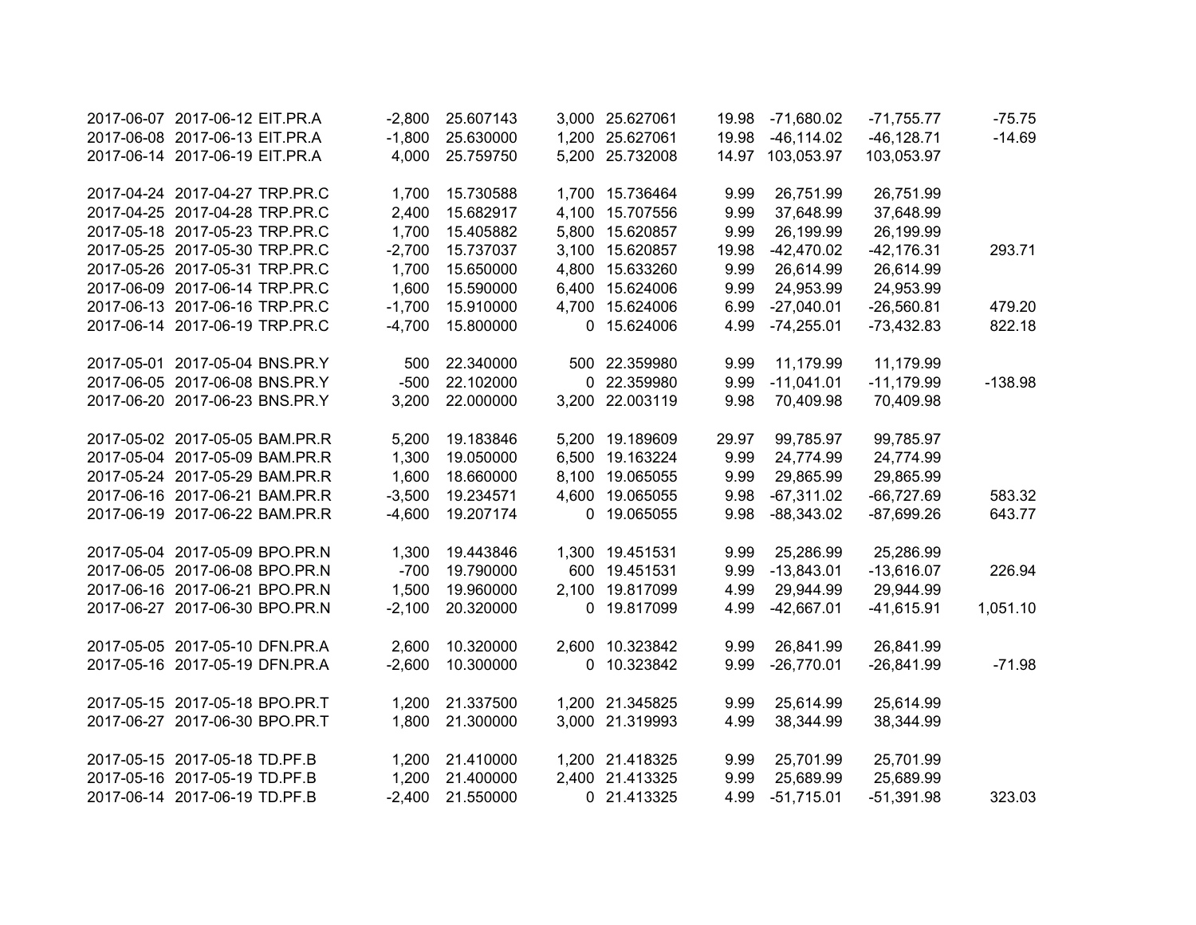| | | | | | | | | | | |
|---|---|---|---|---|---|---|---|---|---|---|
| 2017-06-07 | 2017-06-12 | EIT.PR.A | -2,800 | 25.607143 | 3,000 | 25.627061 | 19.98 | -71,680.02 | -71,755.77 | -75.75 |
| 2017-06-08 | 2017-06-13 | EIT.PR.A | -1,800 | 25.630000 | 1,200 | 25.627061 | 19.98 | -46,114.02 | -46,128.71 | -14.69 |
| 2017-06-14 | 2017-06-19 | EIT.PR.A | 4,000 | 25.759750 | 5,200 | 25.732008 | 14.97 | 103,053.97 | 103,053.97 | |
| | | | | | | | | | | |
| 2017-04-24 | 2017-04-27 | TRP.PR.C | 1,700 | 15.730588 | 1,700 | 15.736464 | 9.99 | 26,751.99 | 26,751.99 | |
| 2017-04-25 | 2017-04-28 | TRP.PR.C | 2,400 | 15.682917 | 4,100 | 15.707556 | 9.99 | 37,648.99 | 37,648.99 | |
| 2017-05-18 | 2017-05-23 | TRP.PR.C | 1,700 | 15.405882 | 5,800 | 15.620857 | 9.99 | 26,199.99 | 26,199.99 | |
| 2017-05-25 | 2017-05-30 | TRP.PR.C | -2,700 | 15.737037 | 3,100 | 15.620857 | 19.98 | -42,470.02 | -42,176.31 | 293.71 |
| 2017-05-26 | 2017-05-31 | TRP.PR.C | 1,700 | 15.650000 | 4,800 | 15.633260 | 9.99 | 26,614.99 | 26,614.99 | |
| 2017-06-09 | 2017-06-14 | TRP.PR.C | 1,600 | 15.590000 | 6,400 | 15.624006 | 9.99 | 24,953.99 | 24,953.99 | |
| 2017-06-13 | 2017-06-16 | TRP.PR.C | -1,700 | 15.910000 | 4,700 | 15.624006 | 6.99 | -27,040.01 | -26,560.81 | 479.20 |
| 2017-06-14 | 2017-06-19 | TRP.PR.C | -4,700 | 15.800000 | 0 | 15.624006 | 4.99 | -74,255.01 | -73,432.83 | 822.18 |
| | | | | | | | | | | |
| 2017-05-01 | 2017-05-04 | BNS.PR.Y | 500 | 22.340000 | 500 | 22.359980 | 9.99 | 11,179.99 | 11,179.99 | |
| 2017-06-05 | 2017-06-08 | BNS.PR.Y | -500 | 22.102000 | 0 | 22.359980 | 9.99 | -11,041.01 | -11,179.99 | -138.98 |
| 2017-06-20 | 2017-06-23 | BNS.PR.Y | 3,200 | 22.000000 | 3,200 | 22.003119 | 9.98 | 70,409.98 | 70,409.98 | |
| | | | | | | | | | | |
| 2017-05-02 | 2017-05-05 | BAM.PR.R | 5,200 | 19.183846 | 5,200 | 19.189609 | 29.97 | 99,785.97 | 99,785.97 | |
| 2017-05-04 | 2017-05-09 | BAM.PR.R | 1,300 | 19.050000 | 6,500 | 19.163224 | 9.99 | 24,774.99 | 24,774.99 | |
| 2017-05-24 | 2017-05-29 | BAM.PR.R | 1,600 | 18.660000 | 8,100 | 19.065055 | 9.99 | 29,865.99 | 29,865.99 | |
| 2017-06-16 | 2017-06-21 | BAM.PR.R | -3,500 | 19.234571 | 4,600 | 19.065055 | 9.98 | -67,311.02 | -66,727.69 | 583.32 |
| 2017-06-19 | 2017-06-22 | BAM.PR.R | -4,600 | 19.207174 | 0 | 19.065055 | 9.98 | -88,343.02 | -87,699.26 | 643.77 |
| | | | | | | | | | | |
| 2017-05-04 | 2017-05-09 | BPO.PR.N | 1,300 | 19.443846 | 1,300 | 19.451531 | 9.99 | 25,286.99 | 25,286.99 | |
| 2017-06-05 | 2017-06-08 | BPO.PR.N | -700 | 19.790000 | 600 | 19.451531 | 9.99 | -13,843.01 | -13,616.07 | 226.94 |
| 2017-06-16 | 2017-06-21 | BPO.PR.N | 1,500 | 19.960000 | 2,100 | 19.817099 | 4.99 | 29,944.99 | 29,944.99 | |
| 2017-06-27 | 2017-06-30 | BPO.PR.N | -2,100 | 20.320000 | 0 | 19.817099 | 4.99 | -42,667.01 | -41,615.91 | 1,051.10 |
| | | | | | | | | | | |
| 2017-05-05 | 2017-05-10 | DFN.PR.A | 2,600 | 10.320000 | 2,600 | 10.323842 | 9.99 | 26,841.99 | 26,841.99 | |
| 2017-05-16 | 2017-05-19 | DFN.PR.A | -2,600 | 10.300000 | 0 | 10.323842 | 9.99 | -26,770.01 | -26,841.99 | -71.98 |
| | | | | | | | | | | |
| 2017-05-15 | 2017-05-18 | BPO.PR.T | 1,200 | 21.337500 | 1,200 | 21.345825 | 9.99 | 25,614.99 | 25,614.99 | |
| 2017-06-27 | 2017-06-30 | BPO.PR.T | 1,800 | 21.300000 | 3,000 | 21.319993 | 4.99 | 38,344.99 | 38,344.99 | |
| | | | | | | | | | | |
| 2017-05-15 | 2017-05-18 | TD.PF.B | 1,200 | 21.410000 | 1,200 | 21.418325 | 9.99 | 25,701.99 | 25,701.99 | |
| 2017-05-16 | 2017-05-19 | TD.PF.B | 1,200 | 21.400000 | 2,400 | 21.413325 | 9.99 | 25,689.99 | 25,689.99 | |
| 2017-06-14 | 2017-06-19 | TD.PF.B | -2,400 | 21.550000 | 0 | 21.413325 | 4.99 | -51,715.01 | -51,391.98 | 323.03 |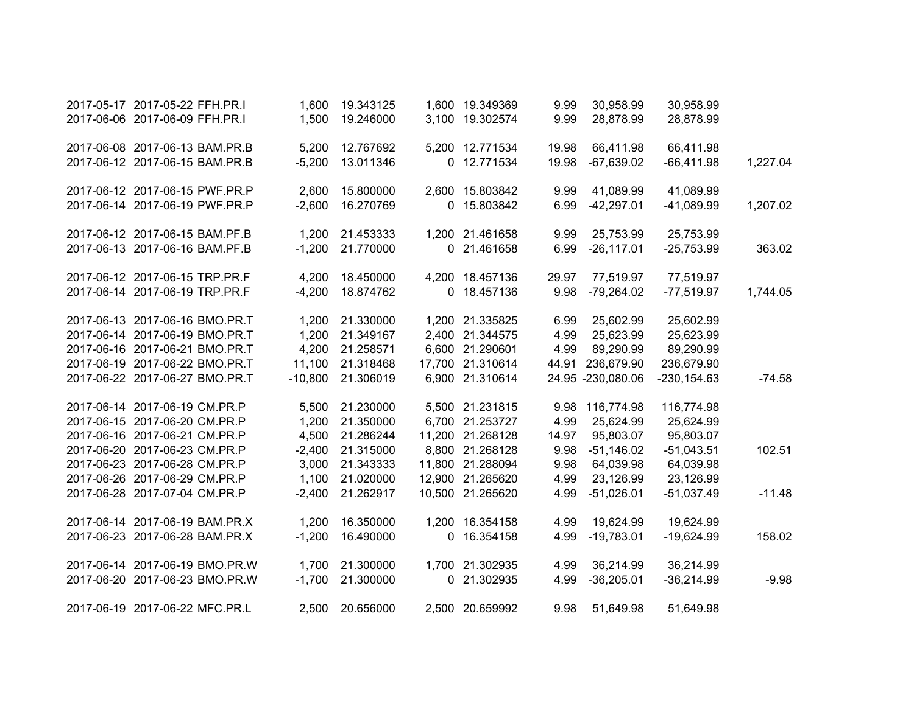| | | | | | | | | | | |
|---|---|---|---|---|---|---|---|---|---|---|
| 2017-05-17 | 2017-05-22 | FFH.PR.I | 1,600 | 19.343125 | 1,600 | 19.349369 | 9.99 | 30,958.99 | 30,958.99 | |
| 2017-06-06 | 2017-06-09 | FFH.PR.I | 1,500 | 19.246000 | 3,100 | 19.302574 | 9.99 | 28,878.99 | 28,878.99 | |
| | | | | | | | | | | |
| 2017-06-08 | 2017-06-13 | BAM.PR.B | 5,200 | 12.767692 | 5,200 | 12.771534 | 19.98 | 66,411.98 | 66,411.98 | |
| 2017-06-12 | 2017-06-15 | BAM.PR.B | -5,200 | 13.011346 | 0 | 12.771534 | 19.98 | -67,639.02 | -66,411.98 | 1,227.04 |
| | | | | | | | | | | |
| 2017-06-12 | 2017-06-15 | PWF.PR.P | 2,600 | 15.800000 | 2,600 | 15.803842 | 9.99 | 41,089.99 | 41,089.99 | |
| 2017-06-14 | 2017-06-19 | PWF.PR.P | -2,600 | 16.270769 | 0 | 15.803842 | 6.99 | -42,297.01 | -41,089.99 | 1,207.02 |
| | | | | | | | | | | |
| 2017-06-12 | 2017-06-15 | BAM.PF.B | 1,200 | 21.453333 | 1,200 | 21.461658 | 9.99 | 25,753.99 | 25,753.99 | |
| 2017-06-13 | 2017-06-16 | BAM.PF.B | -1,200 | 21.770000 | 0 | 21.461658 | 6.99 | -26,117.01 | -25,753.99 | 363.02 |
| | | | | | | | | | | |
| 2017-06-12 | 2017-06-15 | TRP.PR.F | 4,200 | 18.450000 | 4,200 | 18.457136 | 29.97 | 77,519.97 | 77,519.97 | |
| 2017-06-14 | 2017-06-19 | TRP.PR.F | -4,200 | 18.874762 | 0 | 18.457136 | 9.98 | -79,264.02 | -77,519.97 | 1,744.05 |
| | | | | | | | | | | |
| 2017-06-13 | 2017-06-16 | BMO.PR.T | 1,200 | 21.330000 | 1,200 | 21.335825 | 6.99 | 25,602.99 | 25,602.99 | |
| 2017-06-14 | 2017-06-19 | BMO.PR.T | 1,200 | 21.349167 | 2,400 | 21.344575 | 4.99 | 25,623.99 | 25,623.99 | |
| 2017-06-16 | 2017-06-21 | BMO.PR.T | 4,200 | 21.258571 | 6,600 | 21.290601 | 4.99 | 89,290.99 | 89,290.99 | |
| 2017-06-19 | 2017-06-22 | BMO.PR.T | 11,100 | 21.318468 | 17,700 | 21.310614 | 44.91 | 236,679.90 | 236,679.90 | |
| 2017-06-22 | 2017-06-27 | BMO.PR.T | -10,800 | 21.306019 | 6,900 | 21.310614 | 24.95 | -230,080.06 | -230,154.63 | -74.58 |
| | | | | | | | | | | |
| 2017-06-14 | 2017-06-19 | CM.PR.P | 5,500 | 21.230000 | 5,500 | 21.231815 | 9.98 | 116,774.98 | 116,774.98 | |
| 2017-06-15 | 2017-06-20 | CM.PR.P | 1,200 | 21.350000 | 6,700 | 21.253727 | 4.99 | 25,624.99 | 25,624.99 | |
| 2017-06-16 | 2017-06-21 | CM.PR.P | 4,500 | 21.286244 | 11,200 | 21.268128 | 14.97 | 95,803.07 | 95,803.07 | |
| 2017-06-20 | 2017-06-23 | CM.PR.P | -2,400 | 21.315000 | 8,800 | 21.268128 | 9.98 | -51,146.02 | -51,043.51 | 102.51 |
| 2017-06-23 | 2017-06-28 | CM.PR.P | 3,000 | 21.343333 | 11,800 | 21.288094 | 9.98 | 64,039.98 | 64,039.98 | |
| 2017-06-26 | 2017-06-29 | CM.PR.P | 1,100 | 21.020000 | 12,900 | 21.265620 | 4.99 | 23,126.99 | 23,126.99 | |
| 2017-06-28 | 2017-07-04 | CM.PR.P | -2,400 | 21.262917 | 10,500 | 21.265620 | 4.99 | -51,026.01 | -51,037.49 | -11.48 |
| | | | | | | | | | | |
| 2017-06-14 | 2017-06-19 | BAM.PR.X | 1,200 | 16.350000 | 1,200 | 16.354158 | 4.99 | 19,624.99 | 19,624.99 | |
| 2017-06-23 | 2017-06-28 | BAM.PR.X | -1,200 | 16.490000 | 0 | 16.354158 | 4.99 | -19,783.01 | -19,624.99 | 158.02 |
| | | | | | | | | | | |
| 2017-06-14 | 2017-06-19 | BMO.PR.W | 1,700 | 21.300000 | 1,700 | 21.302935 | 4.99 | 36,214.99 | 36,214.99 | |
| 2017-06-20 | 2017-06-23 | BMO.PR.W | -1,700 | 21.300000 | 0 | 21.302935 | 4.99 | -36,205.01 | -36,214.99 | -9.98 |
| | | | | | | | | | | |
| 2017-06-19 | 2017-06-22 | MFC.PR.L | 2,500 | 20.656000 | 2,500 | 20.659992 | 9.98 | 51,649.98 | 51,649.98 | |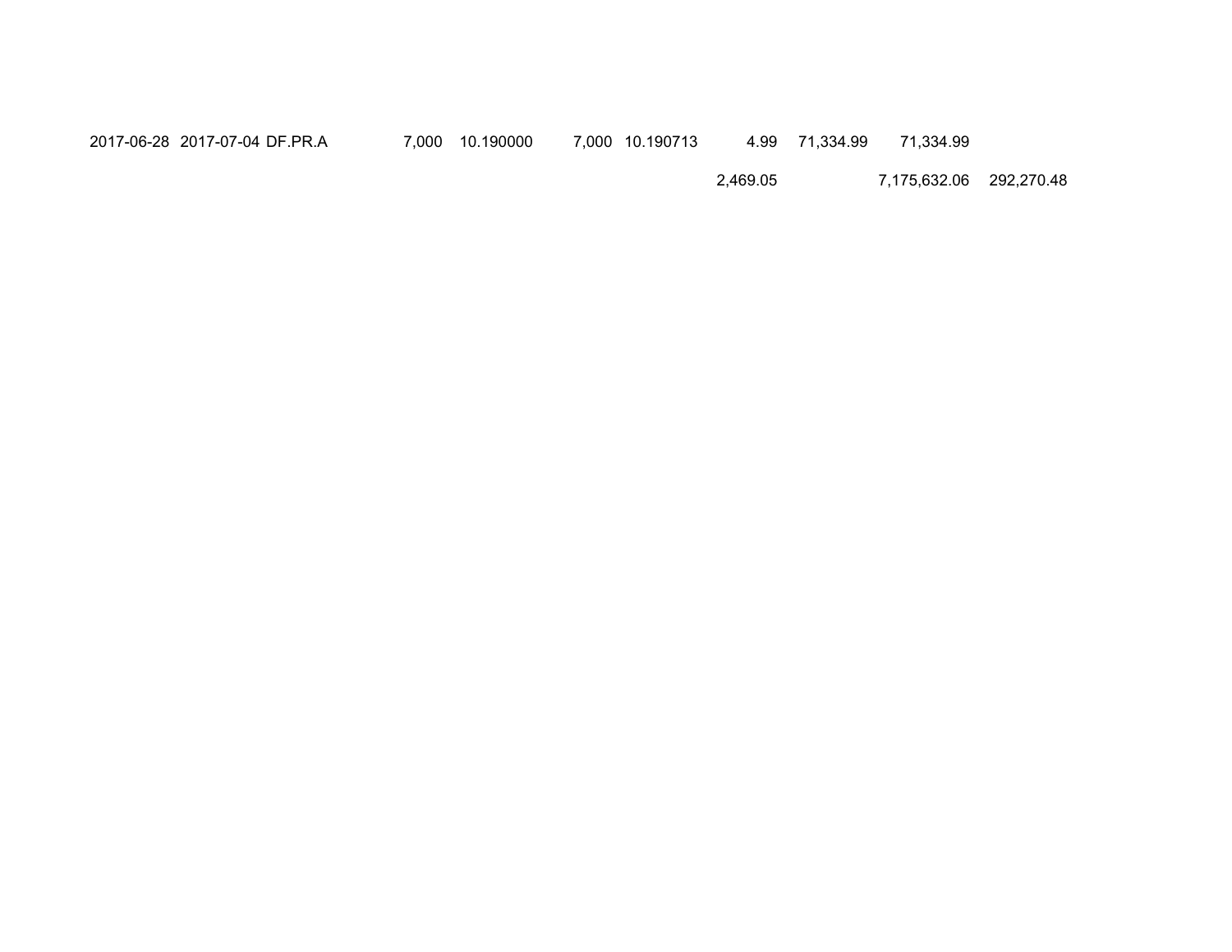| | | | | | | | | | | |
|---|---|---|---|---|---|---|---|---|---|---|
| 2017-06-28 | 2017-07-04 | DF.PR.A | 7,000 | 10.190000 | 7,000 | 10.190713 | 4.99 | 71,334.99 | 71,334.99 | |
| | | | | | | | 2,469.05 | | 7,175,632.06 | 292,270.48 |